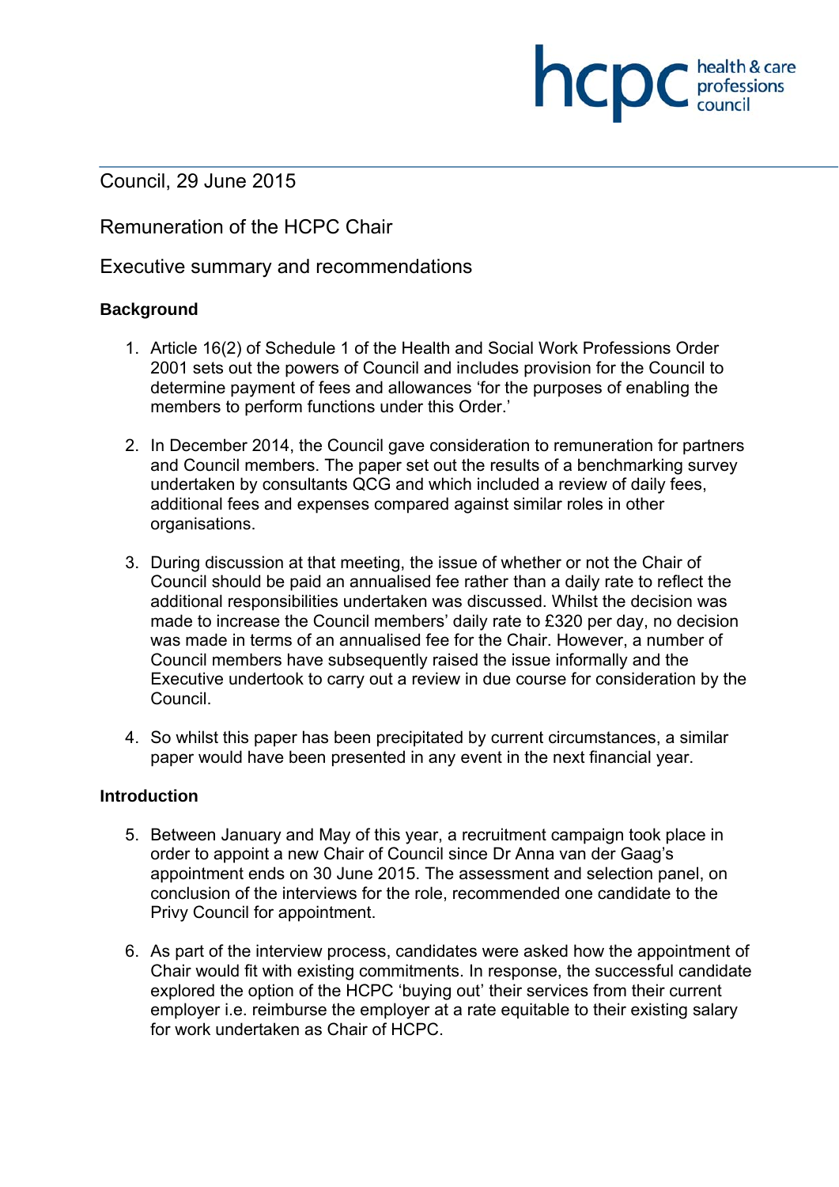Council, 29 June 2015

# Remuneration of the HCPC Chair

## Executive summary and recommendations

### Background

1. Article 16(2) of Schedule 1 of the Health and Social Work Professions Order 2001 sets out the powers of Council and includes provision for the Council to determine payment of fees and allowances 'for the purposes of enabling the members to perform functions under this Order.'

2. In December 2014, the Council gave consideration to remuneration for partners and Council members. The paper set out the results of a benchmarking survey undertaken by consultants QCG and which included a review of daily fees, additional fees and expenses compared against similar roles in other organisations.

3. During discussion at that meeting, the issue of whether or not the Chair of Council should be paid an annualised fee rather than a daily rate to reflect the additional responsibilities undertaken was discussed. Whilst the decision was made to increase the Council members' daily rate to £320 per day, no decision was made in terms of an annualised fee for the Chair. However, a number of Council members have subsequently raised the issue informally and the Executive undertook to carry out a review in due course for consideration by the Council.

4. So whilst this paper has been precipitated by current circumstances, a similar paper would have been presented in any event in the next financial year.

### Introduction

5. Between January and May of this year, a recruitment campaign took place in order to appoint a new Chair of Council since Dr Anna van der Gaag's appointment ends on 30 June 2015. The assessment and selection panel, on conclusion of the interviews for the role, recommended one candidate to the Privy Council for appointment.

6. As part of the interview process, candidates were asked how the appointment of Chair would fit with existing commitments. In response, the successful candidate explored the option of the HCPC 'buying out' their services from their current employer i.e. reimburse the employer at a rate equitable to their existing salary for work undertaken as Chair of HCPC.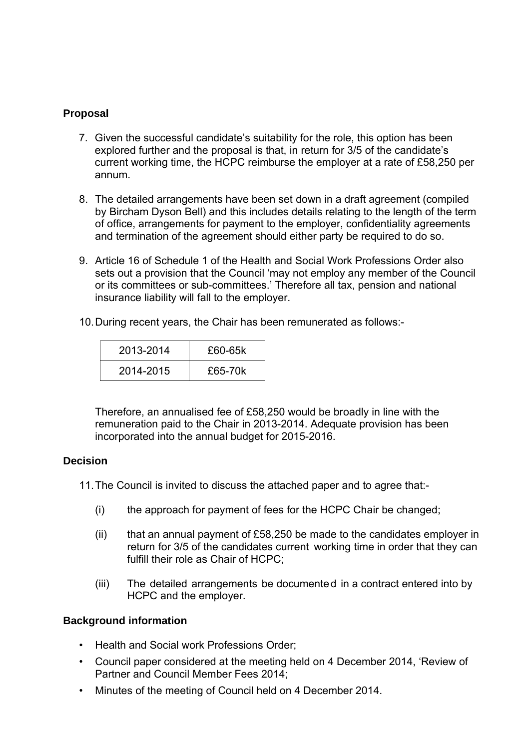## Proposal

7. Given the successful candidate's suitability for the role, this option has been explored further and the proposal is that, in return for 3/5 of the candidate's current working time, the HCPC reimburse the employer at a rate of £58,250 per annum.

8. The detailed arrangements have been set down in a draft agreement (compiled by Bircham Dyson Bell) and this includes details relating to the length of the term of office, arrangements for payment to the employer, confidentiality agreements and termination of the agreement should either party be required to do so.

9. Article 16 of Schedule 1 of the Health and Social Work Professions Order also sets out a provision that the Council 'may not employ any member of the Council or its committees or sub-committees.' Therefore all tax, pension and national insurance liability will fall to the employer.

10. During recent years, the Chair has been remunerated as follows:-

| | |
|---|---|
| 2013-2014 | £60-65k |
| 2014-2015 | £65-70k |

Therefore, an annualised fee of £58,250 would be broadly in line with the remuneration paid to the Chair in 2013-2014. Adequate provision has been incorporated into the annual budget for 2015-2016.

## Decision

11. The Council is invited to discuss the attached paper and to agree that:-

   (i) the approach for payment of fees for the HCPC Chair be changed;

   (ii) that an annual payment of £58,250 be made to the candidates employer in return for 3/5 of the candidates current working time in order that they can fulfill their role as Chair of HCPC;

   (iii) The detailed arrangements be documented in a contract entered into by HCPC and the employer.

## Background information

- Health and Social work Professions Order;
- Council paper considered at the meeting held on 4 December 2014, 'Review of Partner and Council Member Fees 2014;
- Minutes of the meeting of Council held on 4 December 2014.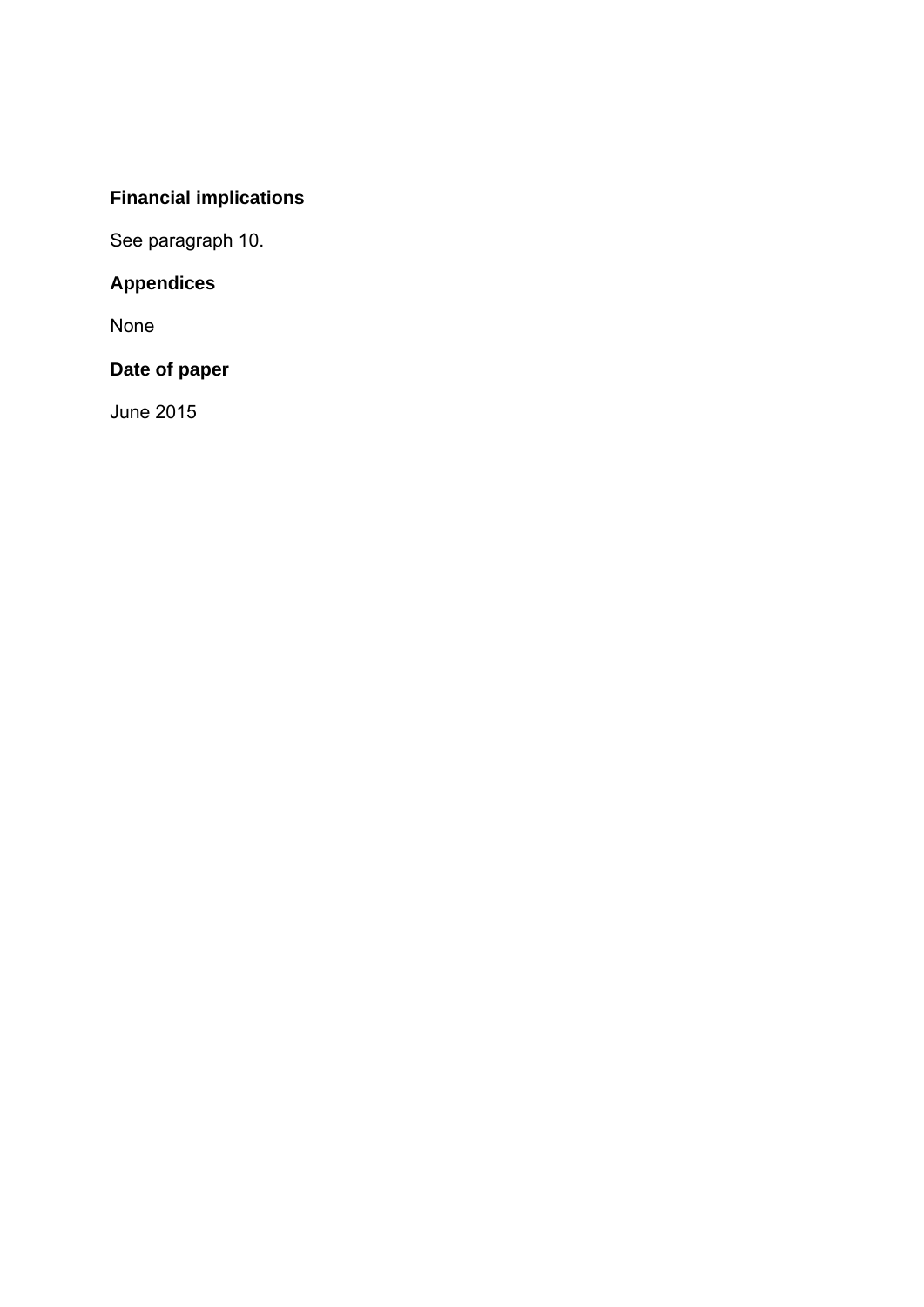**Financial implications**

See paragraph 10.

**Appendices**

None

**Date of paper**

June 2015